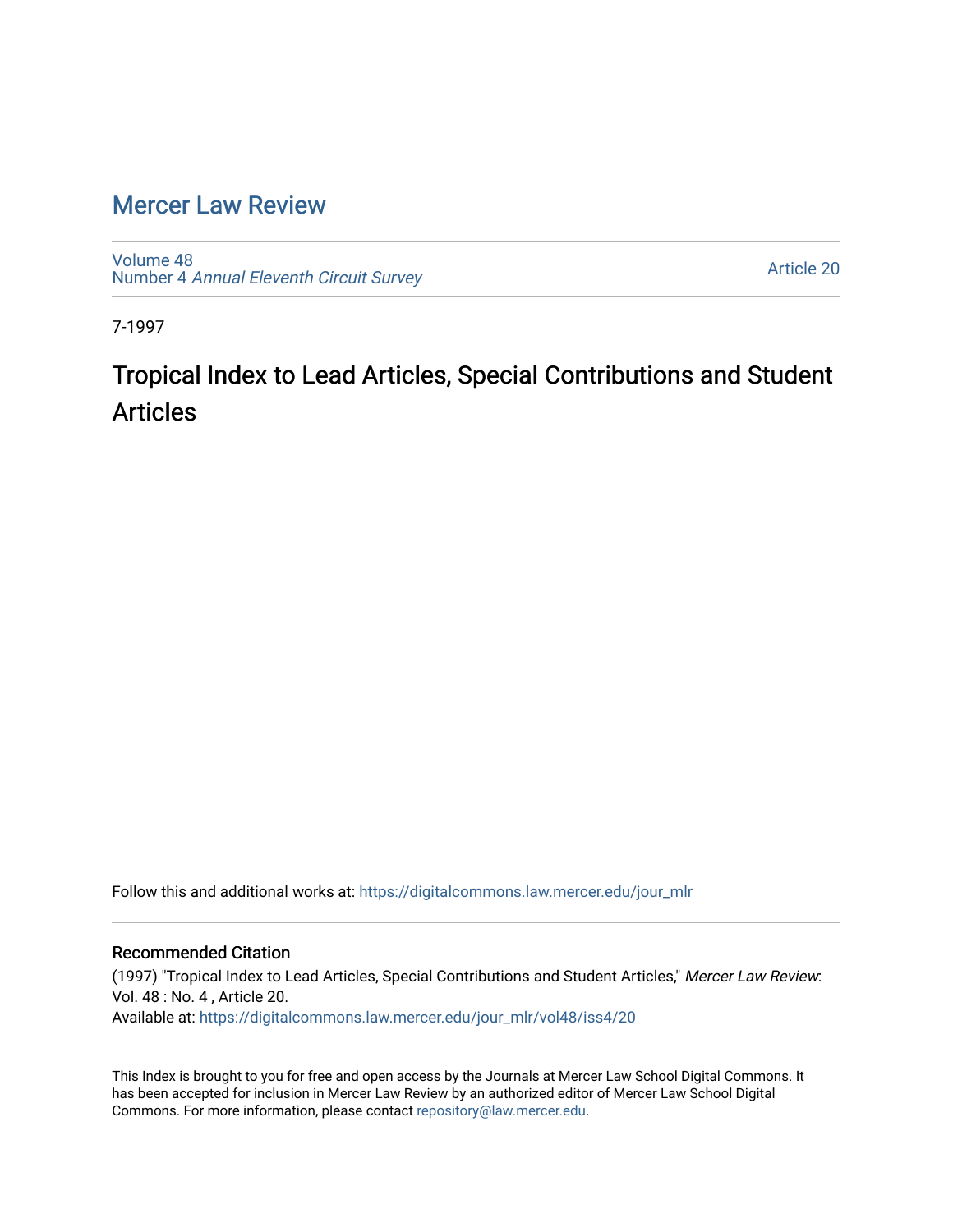# Mercer Law Review

Volume 48
Number 4 *Annual Eleventh Circuit Survey*

Article 20

7-1997

## Tropical Index to Lead Articles, Special Contributions and Student Articles

Follow this and additional works at: https://digitalcommons.law.mercer.edu/jour_mlr

### Recommended Citation

(1997) "Tropical Index to Lead Articles, Special Contributions and Student Articles," *Mercer Law Review*: Vol. 48 : No. 4 , Article 20.
Available at: https://digitalcommons.law.mercer.edu/jour_mlr/vol48/iss4/20

This Index is brought to you for free and open access by the Journals at Mercer Law School Digital Commons. It has been accepted for inclusion in Mercer Law Review by an authorized editor of Mercer Law School Digital Commons. For more information, please contact repository@law.mercer.edu.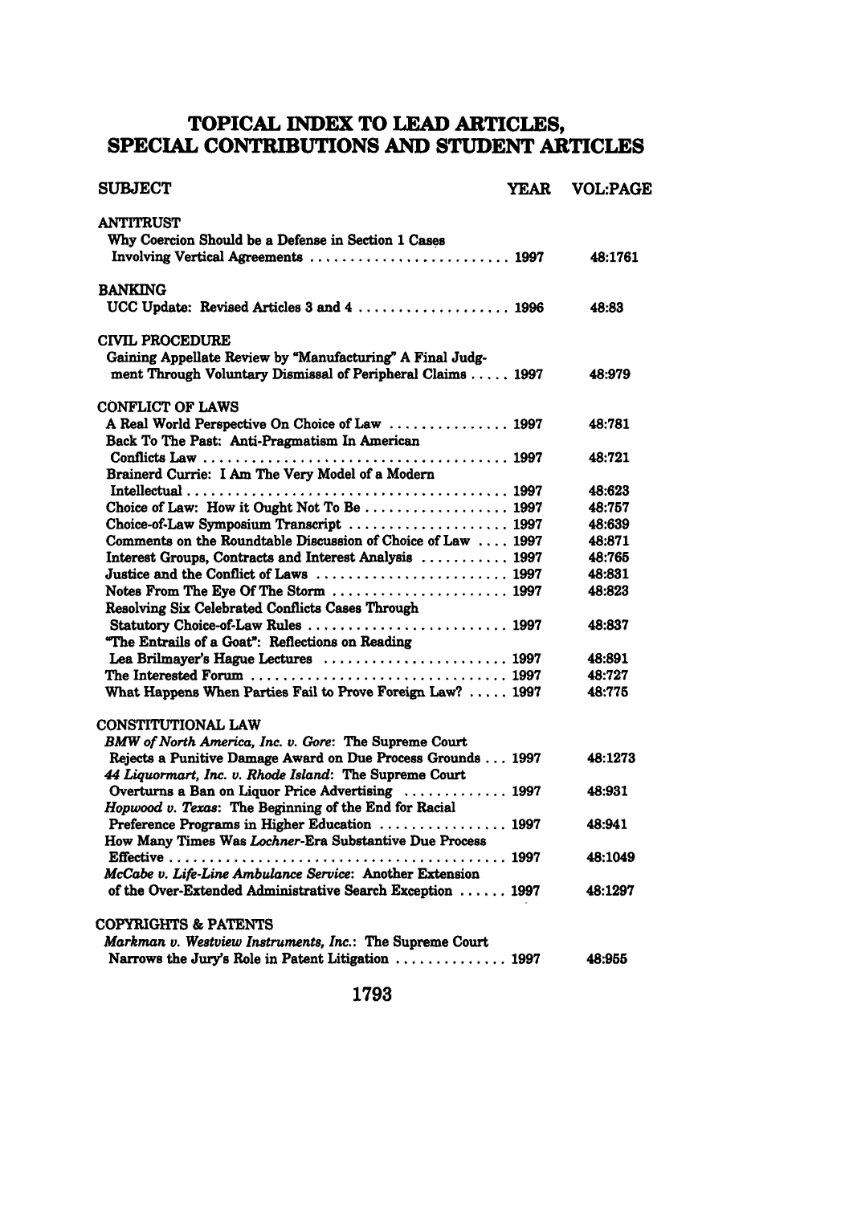# TOPICAL INDEX TO LEAD ARTICLES, SPECIAL CONTRIBUTIONS AND STUDENT ARTICLES

| SUBJECT | YEAR | VOL:PAGE |
|---|---|---|
| **ANTITRUST** | | |
| Why Coercion Should be a Defense in Section 1 Cases Involving Vertical Agreements | 1997 | 48:1761 |
| **BANKING** | | |
| UCC Update: Revised Articles 3 and 4 | 1996 | 48:83 |
| **CIVIL PROCEDURE** | | |
| Gaining Appellate Review by "Manufacturing" A Final Judgment Through Voluntary Dismissal of Peripheral Claims | 1997 | 48:979 |
| **CONFLICT OF LAWS** | | |
| A Real World Perspective On Choice of Law | 1997 | 48:781 |
| Back To The Past: Anti-Pragmatism In American Conflicts Law | 1997 | 48:721 |
| Brainerd Currie: I Am The Very Model of a Modern Intellectual | 1997 | 48:623 |
| Choice of Law: How it Ought Not To Be | 1997 | 48:757 |
| Choice-of-Law Symposium Transcript | 1997 | 48:639 |
| Comments on the Roundtable Discussion of Choice of Law | 1997 | 48:871 |
| Interest Groups, Contracts and Interest Analysis | 1997 | 48:765 |
| Justice and the Conflict of Laws | 1997 | 48:831 |
| Notes From The Eye Of The Storm | 1997 | 48:823 |
| Resolving Six Celebrated Conflicts Cases Through Statutory Choice-of-Law Rules | 1997 | 48:837 |
| "The Entrails of a Goat": Reflections on Reading Lea Brilmayer's Hague Lectures | 1997 | 48:891 |
| The Interested Forum | 1997 | 48:727 |
| What Happens When Parties Fail to Prove Foreign Law? | 1997 | 48:775 |
| **CONSTITUTIONAL LAW** | | |
| *BMW of North America, Inc. v. Gore*: The Supreme Court Rejects a Punitive Damage Award on Due Process Grounds | 1997 | 48:1273 |
| *44 Liquormart, Inc. v. Rhode Island*: The Supreme Court Overturns a Ban on Liquor Price Advertising | 1997 | 48:931 |
| *Hopwood v. Texas*: The Beginning of the End for Racial Preference Programs in Higher Education | 1997 | 48:941 |
| How Many Times Was *Lochner*-Era Substantive Due Process Effective | 1997 | 48:1049 |
| *McCabe v. Life-Line Ambulance Service*: Another Extension of the Over-Extended Administrative Search Exception | 1997 | 48:1297 |
| **COPYRIGHTS & PATENTS** | | |
| *Markman v. Westview Instruments, Inc.*: The Supreme Court Narrows the Jury's Role in Patent Litigation | 1997 | 48:955 |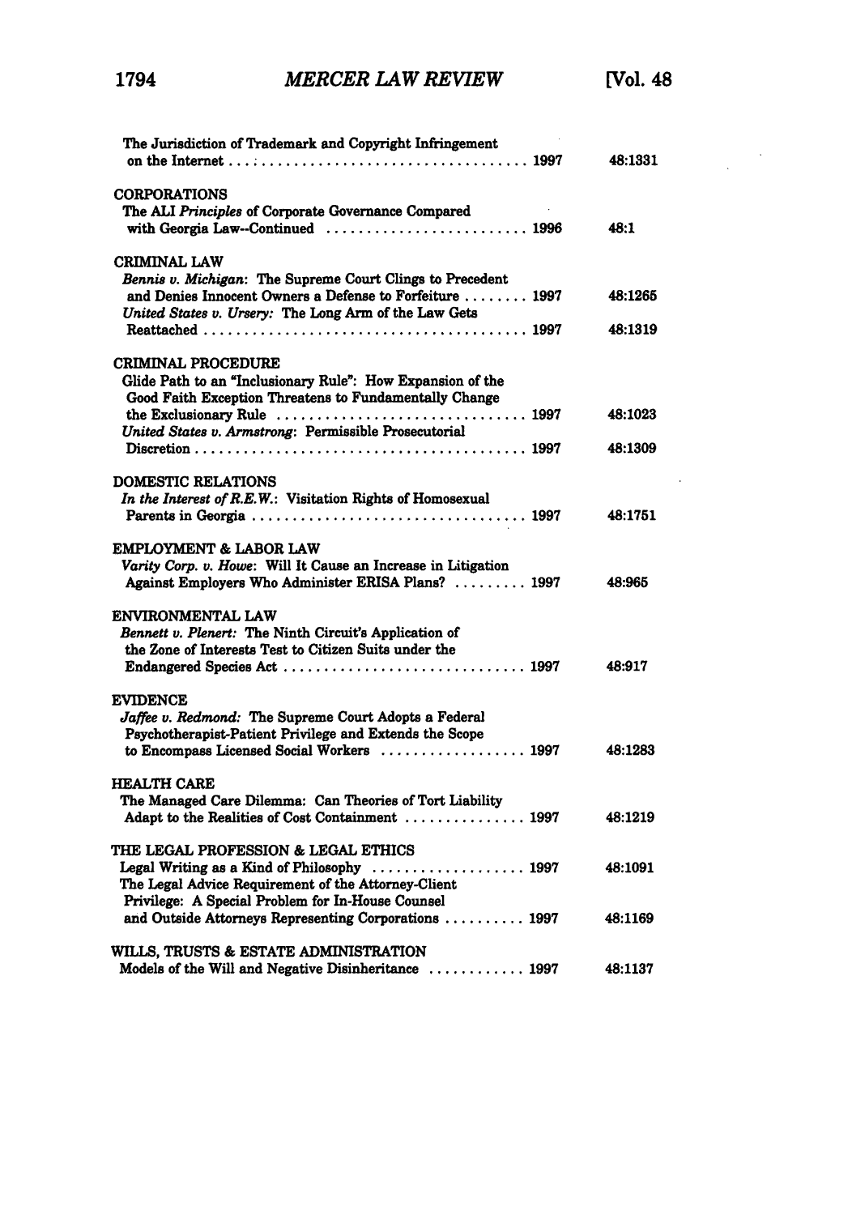The Jurisdiction of Trademark and Copyright Infringement on the Internet . . . . . . . . . . . . . . . . . . . . . . . . . . . . . . . . . . . 1997 — 48:1331

CORPORATIONS

The ALI *Principles* of Corporate Governance Compared with Georgia Law--Continued . . . . . . . . . . . . . . . . . . . . . . . . . 1996 — 48:1

CRIMINAL LAW

*Bennis v. Michigan*: The Supreme Court Clings to Precedent and Denies Innocent Owners a Defense to Forfeiture . . . . . . . . 1997 — 48:1265

*United States v. Ursery:* The Long Arm of the Law Gets Reattached . . . . . . . . . . . . . . . . . . . . . . . . . . . . . . . . . . . . . . . . 1997 — 48:1319

CRIMINAL PROCEDURE

Glide Path to an "Inclusionary Rule": How Expansion of the Good Faith Exception Threatens to Fundamentally Change the Exclusionary Rule . . . . . . . . . . . . . . . . . . . . . . . . . . . . . . . 1997 — 48:1023

*United States v. Armstrong*: Permissible Prosecutorial Discretion . . . . . . . . . . . . . . . . . . . . . . . . . . . . . . . . . . . . . . . . 1997 — 48:1309

DOMESTIC RELATIONS

*In the Interest of R.E.W.*: Visitation Rights of Homosexual Parents in Georgia . . . . . . . . . . . . . . . . . . . . . . . . . . . . . . . . . . 1997 — 48:1751

EMPLOYMENT & LABOR LAW

*Varity Corp. v. Howe*: Will It Cause an Increase in Litigation Against Employers Who Administer ERISA Plans? . . . . . . . . . 1997 — 48:965

ENVIRONMENTAL LAW

*Bennett v. Plenert:* The Ninth Circuit's Application of the Zone of Interests Test to Citizen Suits under the Endangered Species Act . . . . . . . . . . . . . . . . . . . . . . . . . . . . . . 1997 — 48:917

EVIDENCE

*Jaffee v. Redmond:* The Supreme Court Adopts a Federal Psychotherapist-Patient Privilege and Extends the Scope to Encompass Licensed Social Workers . . . . . . . . . . . . . . . . . . 1997 — 48:1283

HEALTH CARE

The Managed Care Dilemma: Can Theories of Tort Liability Adapt to the Realities of Cost Containment . . . . . . . . . . . . . . . 1997 — 48:1219

THE LEGAL PROFESSION & LEGAL ETHICS

Legal Writing as a Kind of Philosophy . . . . . . . . . . . . . . . . . . . 1997 — 48:1091

The Legal Advice Requirement of the Attorney-Client Privilege: A Special Problem for In-House Counsel and Outside Attorneys Representing Corporations . . . . . . . . . . 1997 — 48:1169

WILLS, TRUSTS & ESTATE ADMINISTRATION

Models of the Will and Negative Disinheritance . . . . . . . . . . . . 1997 — 48:1137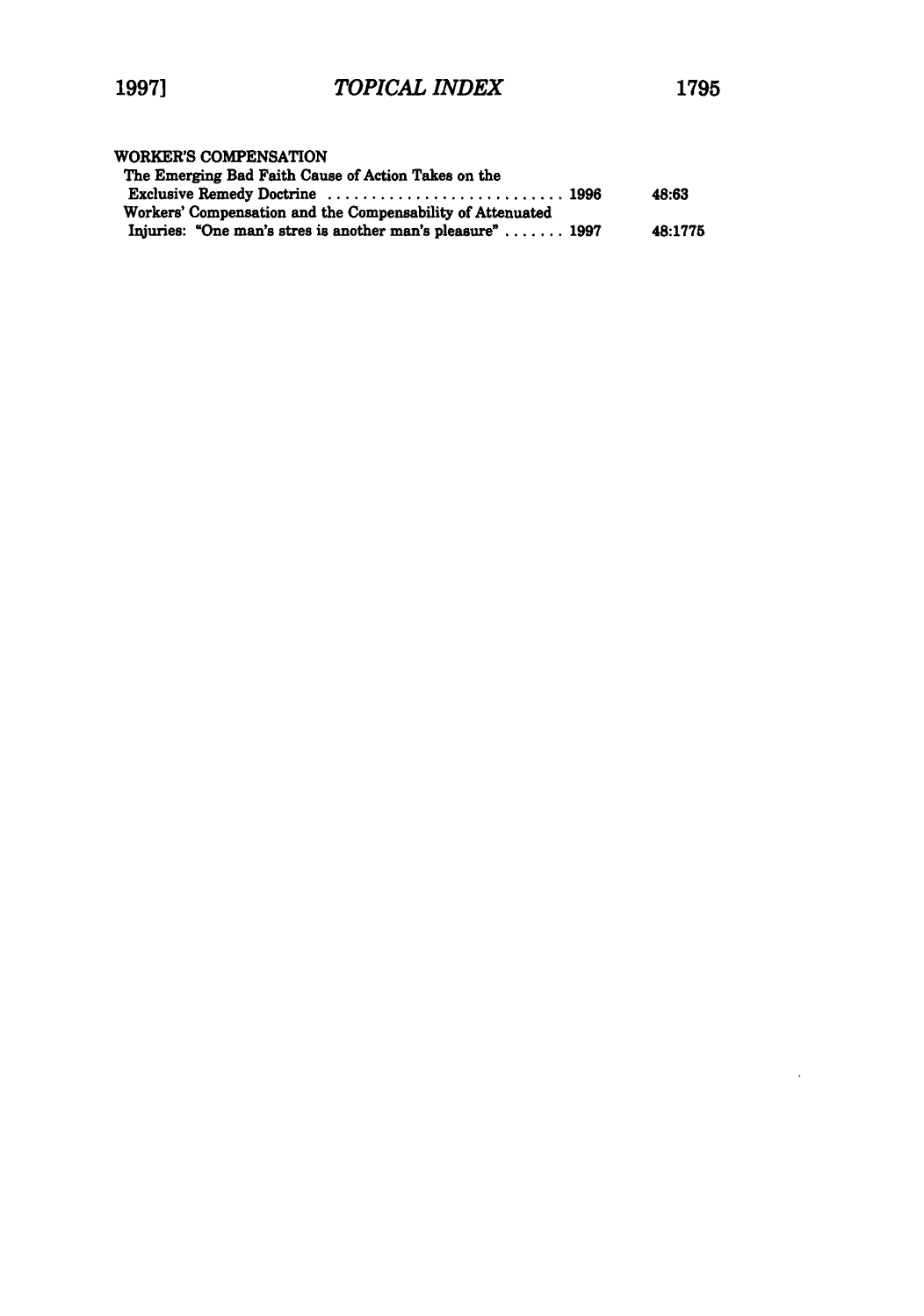WORKER'S COMPENSATION

| | | |
|---|---|---|
| The Emerging Bad Faith Cause of Action Takes on the Exclusive Remedy Doctrine | 1996 | 48:63 |
| Workers' Compensation and the Compensability of Attenuated Injuries: "One man's stres is another man's pleasure" | 1997 | 48:1775 |